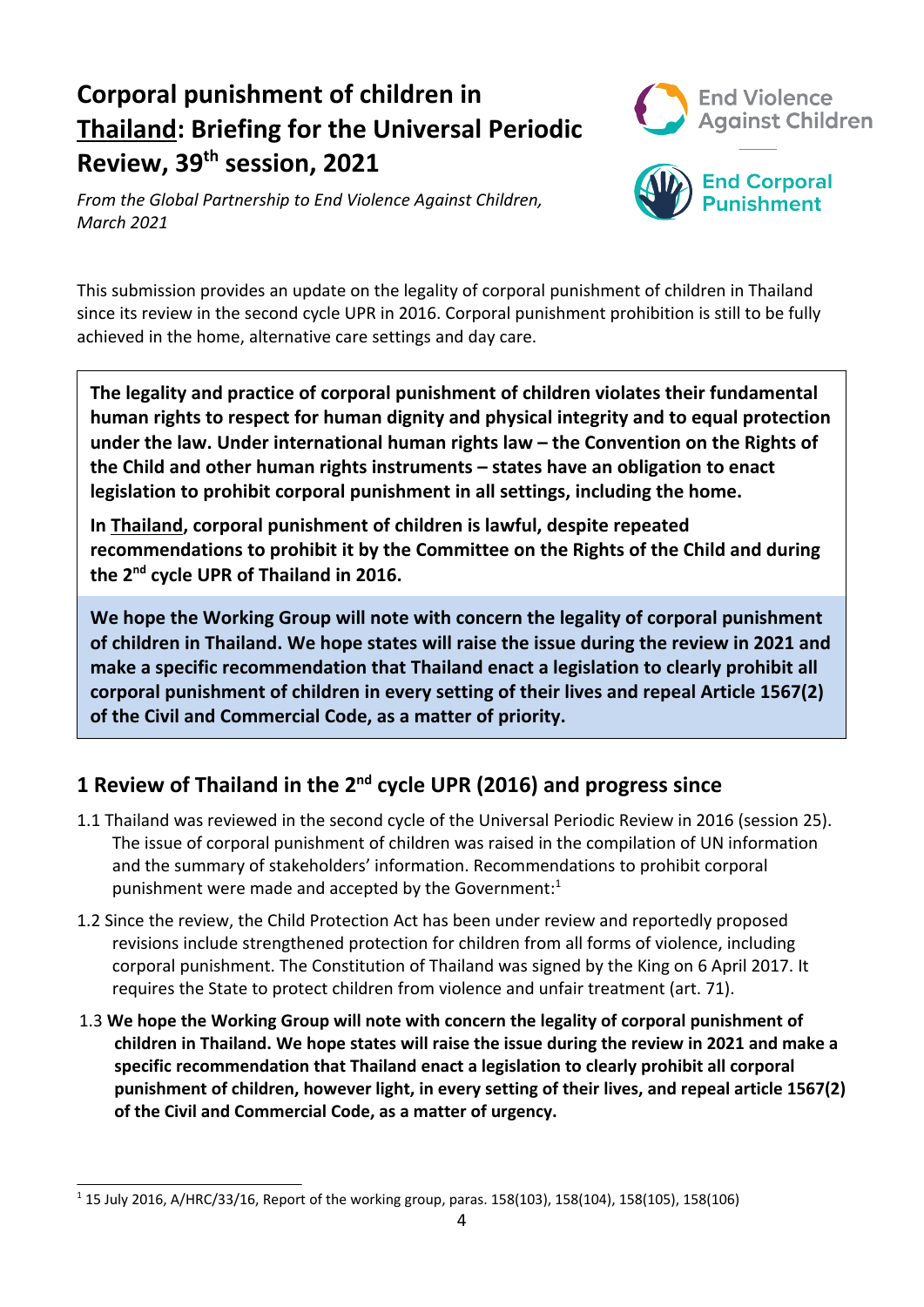# Corporal punishment of children in Thailand: Briefing for the Universal Periodic Review, 39th session, 2021

*From the Global Partnership to End Violence Against Children, March 2021*

This submission provides an update on the legality of corporal punishment of children in Thailand since its review in the second cycle UPR in 2016. Corporal punishment prohibition is still to be fully achieved in the home, alternative care settings and day care.

**The legality and practice of corporal punishment of children violates their fundamental human rights to respect for human dignity and physical integrity and to equal protection under the law. Under international human rights law – the Convention on the Rights of the Child and other human rights instruments – states have an obligation to enact legislation to prohibit corporal punishment in all settings, including the home.**

**In Thailand, corporal punishment of children is lawful, despite repeated recommendations to prohibit it by the Committee on the Rights of the Child and during the 2nd cycle UPR of Thailand in 2016.**

**We hope the Working Group will note with concern the legality of corporal punishment of children in Thailand. We hope states will raise the issue during the review in 2021 and make a specific recommendation that Thailand enact a legislation to clearly prohibit all corporal punishment of children in every setting of their lives and repeal Article 1567(2) of the Civil and Commercial Code, as a matter of priority.**

## 1 Review of Thailand in the 2nd cycle UPR (2016) and progress since

1.1 Thailand was reviewed in the second cycle of the Universal Periodic Review in 2016 (session 25). The issue of corporal punishment of children was raised in the compilation of UN information and the summary of stakeholders' information. Recommendations to prohibit corporal punishment were made and accepted by the Government:[1]

1.2 Since the review, the Child Protection Act has been under review and reportedly proposed revisions include strengthened protection for children from all forms of violence, including corporal punishment. The Constitution of Thailand was signed by the King on 6 April 2017. It requires the State to protect children from violence and unfair treatment (art. 71).

1.3 **We hope the Working Group will note with concern the legality of corporal punishment of children in Thailand. We hope states will raise the issue during the review in 2021 and make a specific recommendation that Thailand enact a legislation to clearly prohibit all corporal punishment of children, however light, in every setting of their lives, and repeal article 1567(2) of the Civil and Commercial Code, as a matter of urgency.**

[1] 15 July 2016, A/HRC/33/16, Report of the working group, paras. 158(103), 158(104), 158(105), 158(106)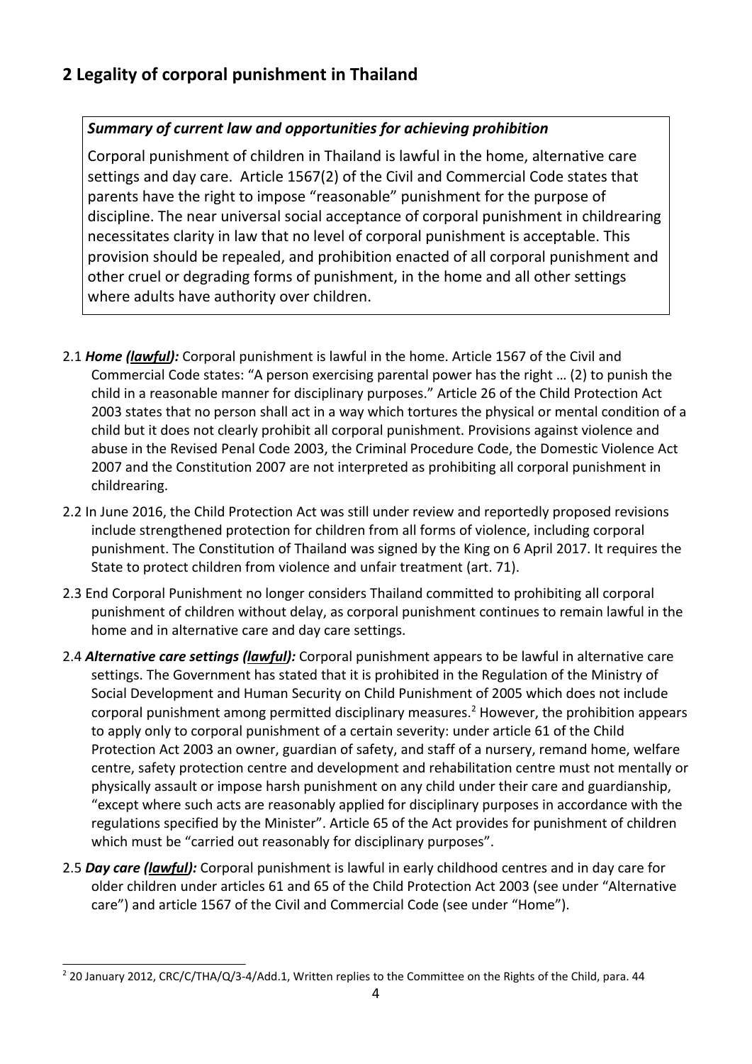## 2 Legality of corporal punishment in Thailand

> ***Summary of current law and opportunities for achieving prohibition***
>
> Corporal punishment of children in Thailand is lawful in the home, alternative care settings and day care. Article 1567(2) of the Civil and Commercial Code states that parents have the right to impose "reasonable" punishment for the purpose of discipline. The near universal social acceptance of corporal punishment in childrearing necessitates clarity in law that no level of corporal punishment is acceptable. This provision should be repealed, and prohibition enacted of all corporal punishment and other cruel or degrading forms of punishment, in the home and all other settings where adults have authority over children.

2.1 ***Home (lawful):*** Corporal punishment is lawful in the home. Article 1567 of the Civil and Commercial Code states: "A person exercising parental power has the right … (2) to punish the child in a reasonable manner for disciplinary purposes." Article 26 of the Child Protection Act 2003 states that no person shall act in a way which tortures the physical or mental condition of a child but it does not clearly prohibit all corporal punishment. Provisions against violence and abuse in the Revised Penal Code 2003, the Criminal Procedure Code, the Domestic Violence Act 2007 and the Constitution 2007 are not interpreted as prohibiting all corporal punishment in childrearing.

2.2 In June 2016, the Child Protection Act was still under review and reportedly proposed revisions include strengthened protection for children from all forms of violence, including corporal punishment. The Constitution of Thailand was signed by the King on 6 April 2017. It requires the State to protect children from violence and unfair treatment (art. 71).

2.3 End Corporal Punishment no longer considers Thailand committed to prohibiting all corporal punishment of children without delay, as corporal punishment continues to remain lawful in the home and in alternative care and day care settings.

2.4 ***Alternative care settings (lawful):*** Corporal punishment appears to be lawful in alternative care settings. The Government has stated that it is prohibited in the Regulation of the Ministry of Social Development and Human Security on Child Punishment of 2005 which does not include corporal punishment among permitted disciplinary measures.[2] However, the prohibition appears to apply only to corporal punishment of a certain severity: under article 61 of the Child Protection Act 2003 an owner, guardian of safety, and staff of a nursery, remand home, welfare centre, safety protection centre and development and rehabilitation centre must not mentally or physically assault or impose harsh punishment on any child under their care and guardianship, "except where such acts are reasonably applied for disciplinary purposes in accordance with the regulations specified by the Minister". Article 65 of the Act provides for punishment of children which must be "carried out reasonably for disciplinary purposes".

2.5 ***Day care (lawful):*** Corporal punishment is lawful in early childhood centres and in day care for older children under articles 61 and 65 of the Child Protection Act 2003 (see under "Alternative care") and article 1567 of the Civil and Commercial Code (see under "Home").

---

[2] 20 January 2012, CRC/C/THA/Q/3-4/Add.1, Written replies to the Committee on the Rights of the Child, para. 44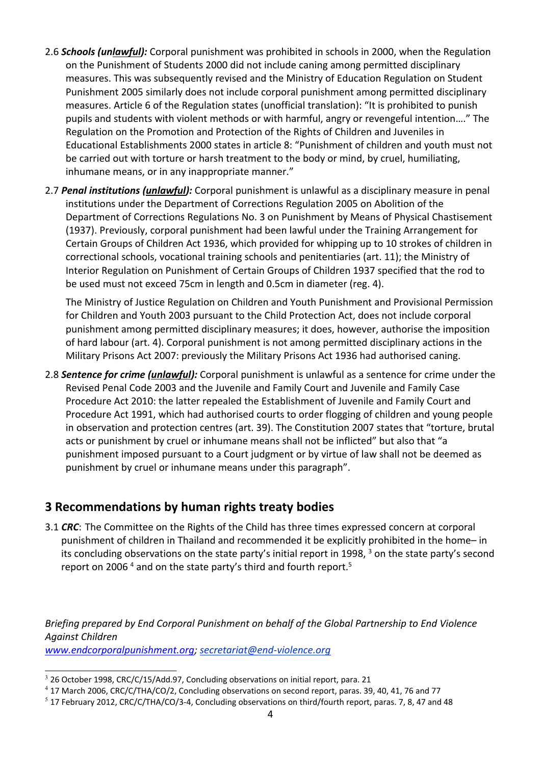2.6 ***Schools (unlawful):*** Corporal punishment was prohibited in schools in 2000, when the Regulation on the Punishment of Students 2000 did not include caning among permitted disciplinary measures. This was subsequently revised and the Ministry of Education Regulation on Student Punishment 2005 similarly does not include corporal punishment among permitted disciplinary measures. Article 6 of the Regulation states (unofficial translation): "It is prohibited to punish pupils and students with violent methods or with harmful, angry or revengeful intention…." The Regulation on the Promotion and Protection of the Rights of Children and Juveniles in Educational Establishments 2000 states in article 8: "Punishment of children and youth must not be carried out with torture or harsh treatment to the body or mind, by cruel, humiliating, inhumane means, or in any inappropriate manner."

2.7 ***Penal institutions (unlawful):*** Corporal punishment is unlawful as a disciplinary measure in penal institutions under the Department of Corrections Regulation 2005 on Abolition of the Department of Corrections Regulations No. 3 on Punishment by Means of Physical Chastisement (1937). Previously, corporal punishment had been lawful under the Training Arrangement for Certain Groups of Children Act 1936, which provided for whipping up to 10 strokes of children in correctional schools, vocational training schools and penitentiaries (art. 11); the Ministry of Interior Regulation on Punishment of Certain Groups of Children 1937 specified that the rod to be used must not exceed 75cm in length and 0.5cm in diameter (reg. 4).

The Ministry of Justice Regulation on Children and Youth Punishment and Provisional Permission for Children and Youth 2003 pursuant to the Child Protection Act, does not include corporal punishment among permitted disciplinary measures; it does, however, authorise the imposition of hard labour (art. 4). Corporal punishment is not among permitted disciplinary actions in the Military Prisons Act 2007: previously the Military Prisons Act 1936 had authorised caning.

2.8 ***Sentence for crime (unlawful):*** Corporal punishment is unlawful as a sentence for crime under the Revised Penal Code 2003 and the Juvenile and Family Court and Juvenile and Family Case Procedure Act 2010: the latter repealed the Establishment of Juvenile and Family Court and Procedure Act 1991, which had authorised courts to order flogging of children and young people in observation and protection centres (art. 39). The Constitution 2007 states that "torture, brutal acts or punishment by cruel or inhumane means shall not be inflicted" but also that "a punishment imposed pursuant to a Court judgment or by virtue of law shall not be deemed as punishment by cruel or inhumane means under this paragraph".

## 3 Recommendations by human rights treaty bodies

3.1 ***CRC***: The Committee on the Rights of the Child has three times expressed concern at corporal punishment of children in Thailand and recommended it be explicitly prohibited in the home– in its concluding observations on the state party's initial report in 1998, [3] on the state party's second report on 2006 [4] and on the state party's third and fourth report.[5]

*Briefing prepared by End Corporal Punishment on behalf of the Global Partnership to End Violence Against Children*
*www.endcorporalpunishment.org; secretariat@end-violence.org*

[3] 26 October 1998, CRC/C/15/Add.97, Concluding observations on initial report, para. 21

[4] 17 March 2006, CRC/C/THA/CO/2, Concluding observations on second report, paras. 39, 40, 41, 76 and 77

[5] 17 February 2012, CRC/C/THA/CO/3-4, Concluding observations on third/fourth report, paras. 7, 8, 47 and 48